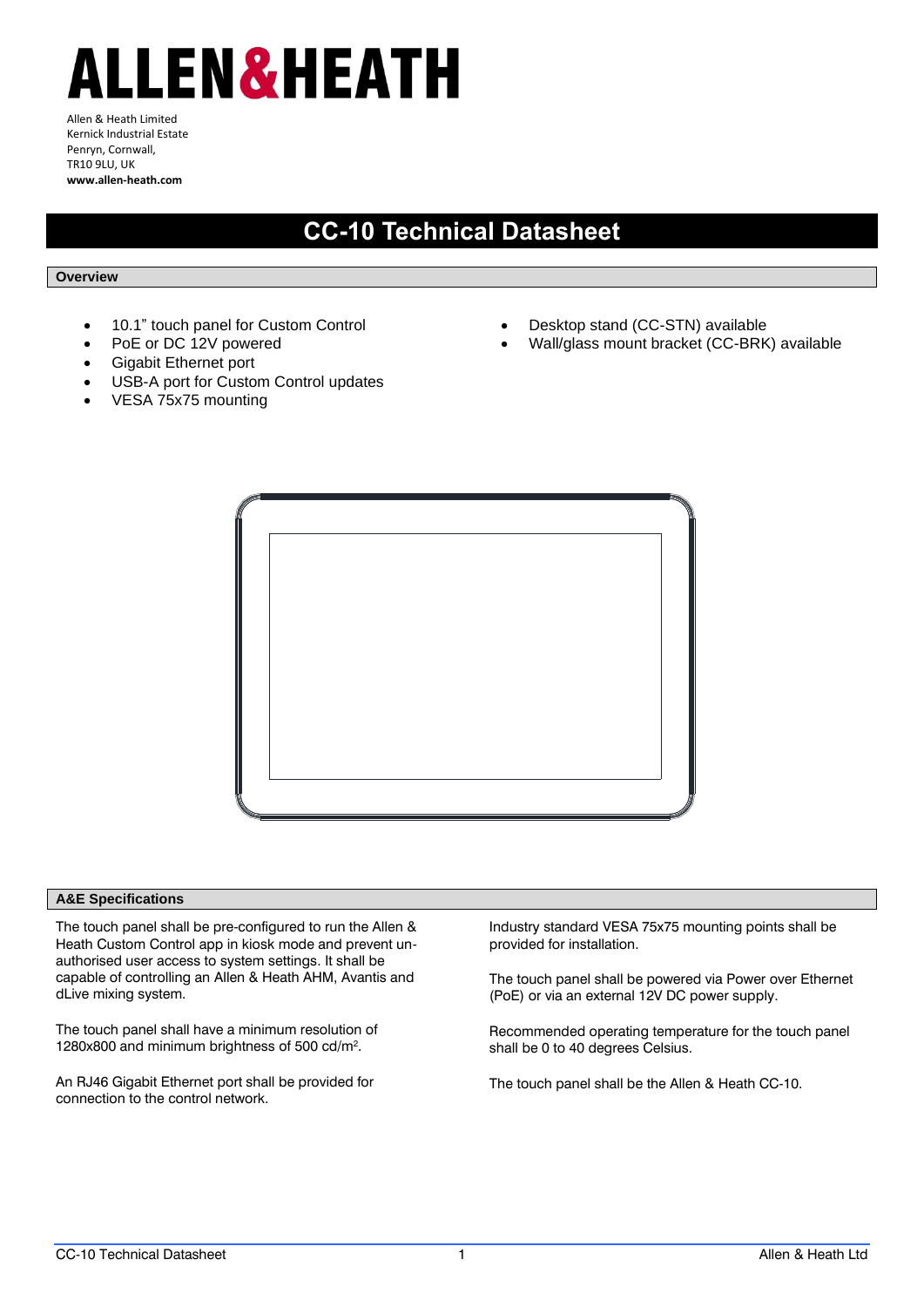# ALLEN&HEATH

Allen & Heath Limited
Kernick Industrial Estate
Penryn, Cornwall,
TR10 9LU, UK
**www.allen-heath.com**

# CC-10 Technical Datasheet

## Overview

- 10.1" touch panel for Custom Control
- PoE or DC 12V powered
- Gigabit Ethernet port
- USB-A port for Custom Control updates
- VESA 75x75 mounting
- Desktop stand (CC-STN) available
- Wall/glass mount bracket (CC-BRK) available

## A&E Specifications

The touch panel shall be pre-configured to run the Allen & Heath Custom Control app in kiosk mode and prevent un-authorised user access to system settings. It shall be capable of controlling an Allen & Heath AHM, Avantis and dLive mixing system.

The touch panel shall have a minimum resolution of 1280x800 and minimum brightness of 500 cd/m$^2$.

An RJ46 Gigabit Ethernet port shall be provided for connection to the control network.

Industry standard VESA 75x75 mounting points shall be provided for installation.

The touch panel shall be powered via Power over Ethernet (PoE) or via an external 12V DC power supply.

Recommended operating temperature for the touch panel shall be 0 to 40 degrees Celsius.

The touch panel shall be the Allen & Heath CC-10.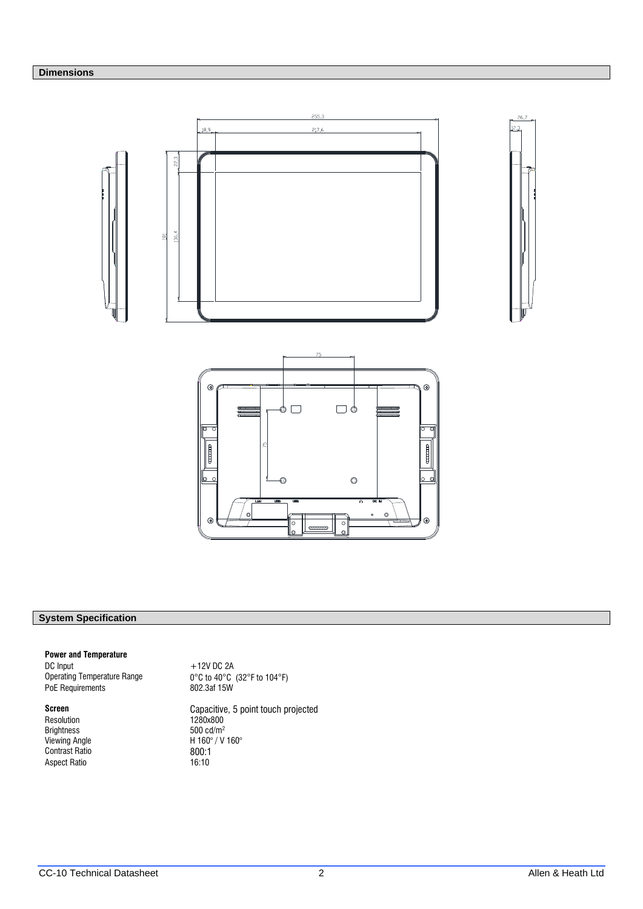## Dimensions

255.3

18.9

217.6

26.7

12.3

22.3

181

136.4

75

75

LAN USB USB DC IN

## System Specification

**Power and Temperature**

| | |
|---|---|
| DC Input | +12V DC 2A |
| Operating Temperature Range | 0°C to 40°C (32°F to 104°F) |
| PoE Requirements | 802.3af 15W |

| | |
|---|---|
| **Screen** | Capacitive, 5 point touch projected |
| Resolution | 1280x800 |
| Brightness | 500 cd/m² |
| Viewing Angle | H 160° / V 160° |
| Contrast Ratio | 800:1 |
| Aspect Ratio | 16:10 |